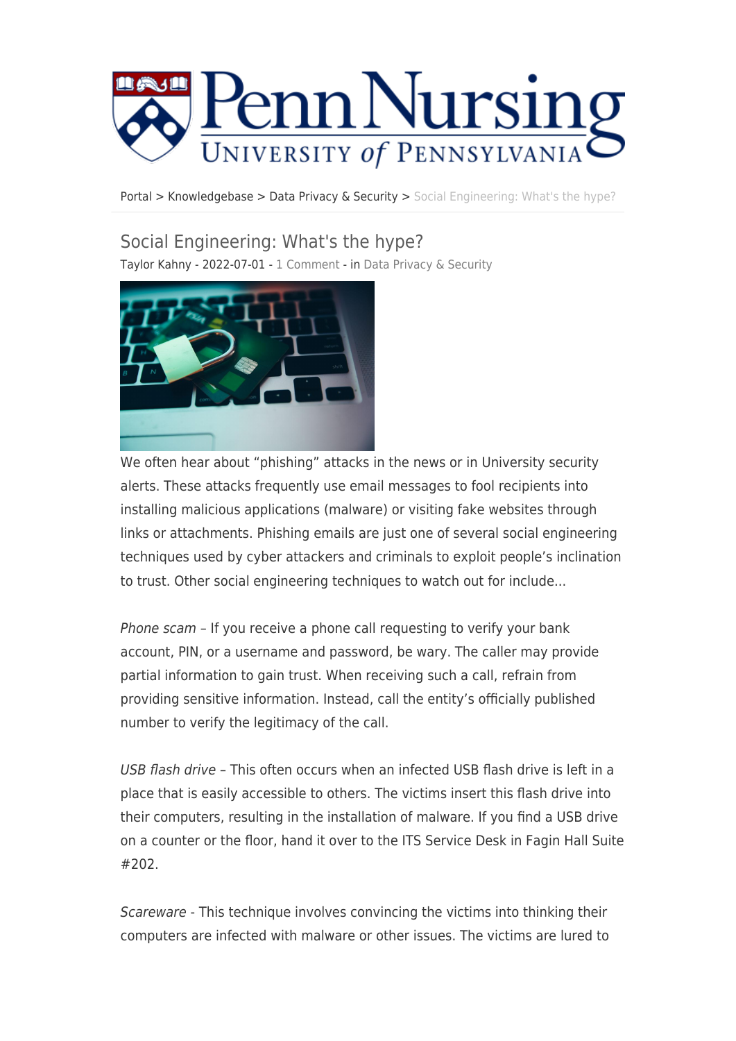Portal > Knowledgebase > Data Privacy & Security > Social Engineering: What's the hype?

# Social Engineering: What's the hype?

Taylor Kahny - 2022-07-01 - 1 Comment - in Data Privacy & Security

We often hear about “phishing” attacks in the news or in University security alerts. These attacks frequently use email messages to fool recipients into installing malicious applications (malware) or visiting fake websites through links or attachments. Phishing emails are just one of several social engineering techniques used by cyber attackers and criminals to exploit people’s inclination to trust. Other social engineering techniques to watch out for include...

*Phone scam* – If you receive a phone call requesting to verify your bank account, PIN, or a username and password, be wary. The caller may provide partial information to gain trust. When receiving such a call, refrain from providing sensitive information. Instead, call the entity’s officially published number to verify the legitimacy of the call.

*USB flash drive* – This often occurs when an infected USB flash drive is left in a place that is easily accessible to others. The victims insert this flash drive into their computers, resulting in the installation of malware. If you find a USB drive on a counter or the floor, hand it over to the ITS Service Desk in Fagin Hall Suite #202.

*Scareware* - This technique involves convincing the victims into thinking their computers are infected with malware or other issues. The victims are lured to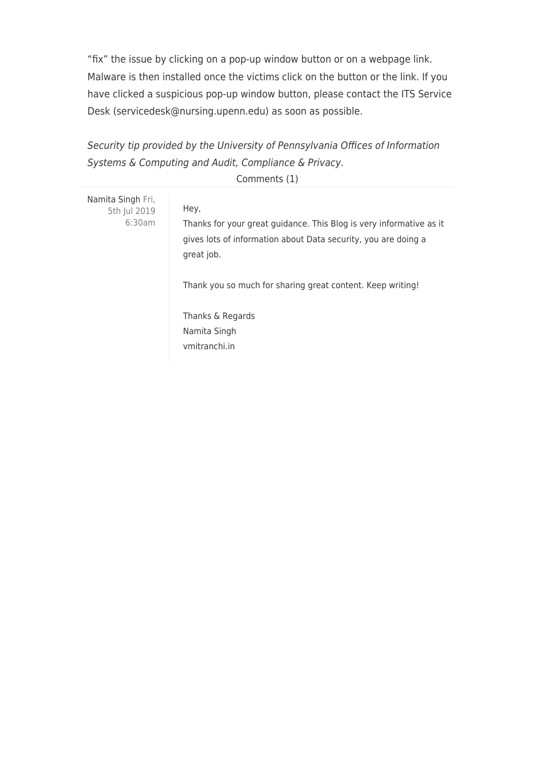“fix” the issue by clicking on a pop-up window button or on a webpage link. Malware is then installed once the victims click on the button or the link. If you have clicked a suspicious pop-up window button, please contact the ITS Service Desk (servicedesk@nursing.upenn.edu) as soon as possible.

*Security tip provided by the University of Pennsylvania Offices of Information Systems & Computing and Audit, Compliance & Privacy.*

Comments (1)

Namita Singh Fri, 5th Jul 2019 6:30am

Hey,

Thanks for your great guidance. This Blog is very informative as it gives lots of information about Data security, you are doing a great job.

Thank you so much for sharing great content. Keep writing!

Thanks & Regards
Namita Singh
vmitranchi.in